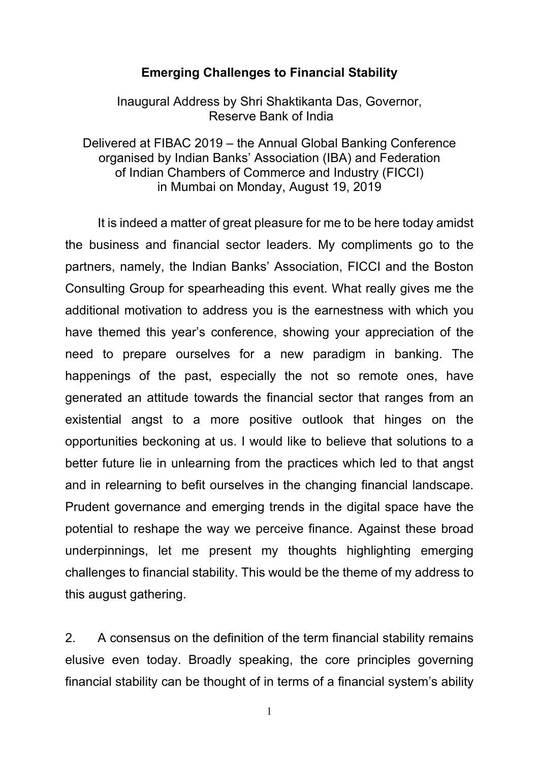# Emerging Challenges to Financial Stability

Inaugural Address by Shri Shaktikanta Das, Governor, Reserve Bank of India

Delivered at FIBAC 2019 – the Annual Global Banking Conference organised by Indian Banks' Association (IBA) and Federation of Indian Chambers of Commerce and Industry (FICCI) in Mumbai on Monday, August 19, 2019

It is indeed a matter of great pleasure for me to be here today amidst the business and financial sector leaders. My compliments go to the partners, namely, the Indian Banks' Association, FICCI and the Boston Consulting Group for spearheading this event. What really gives me the additional motivation to address you is the earnestness with which you have themed this year's conference, showing your appreciation of the need to prepare ourselves for a new paradigm in banking. The happenings of the past, especially the not so remote ones, have generated an attitude towards the financial sector that ranges from an existential angst to a more positive outlook that hinges on the opportunities beckoning at us. I would like to believe that solutions to a better future lie in unlearning from the practices which led to that angst and in relearning to befit ourselves in the changing financial landscape. Prudent governance and emerging trends in the digital space have the potential to reshape the way we perceive finance. Against these broad underpinnings, let me present my thoughts highlighting emerging challenges to financial stability. This would be the theme of my address to this august gathering.

2. A consensus on the definition of the term financial stability remains elusive even today. Broadly speaking, the core principles governing financial stability can be thought of in terms of a financial system's ability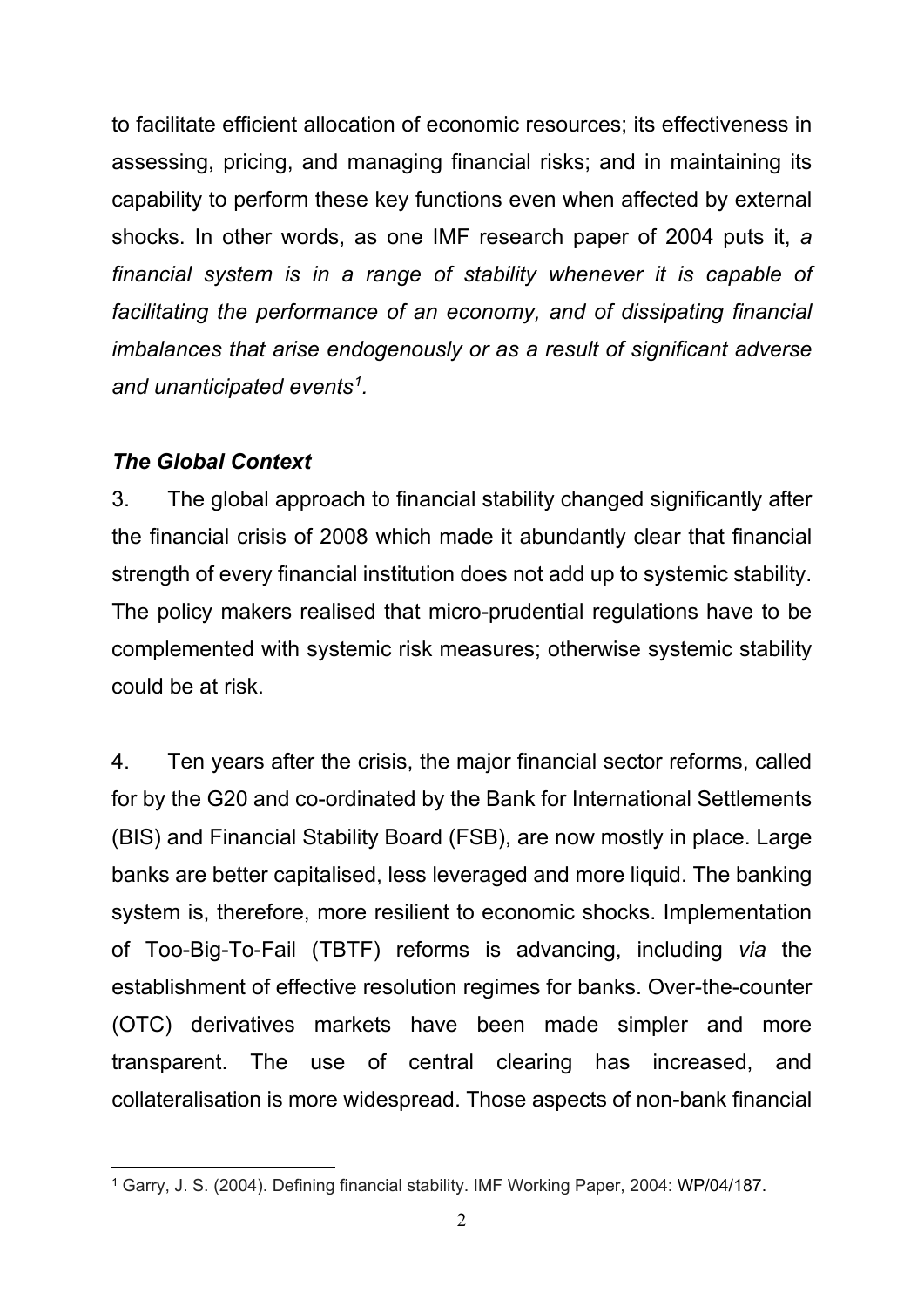to facilitate efficient allocation of economic resources; its effectiveness in assessing, pricing, and managing financial risks; and in maintaining its capability to perform these key functions even when affected by external shocks. In other words, as one IMF research paper of 2004 puts it, *a financial system is in a range of stability whenever it is capable of facilitating the performance of an economy, and of dissipating financial imbalances that arise endogenously or as a result of significant adverse and unanticipated events*[1].

### *The Global Context*

3. The global approach to financial stability changed significantly after the financial crisis of 2008 which made it abundantly clear that financial strength of every financial institution does not add up to systemic stability. The policy makers realised that micro-prudential regulations have to be complemented with systemic risk measures; otherwise systemic stability could be at risk.

4. Ten years after the crisis, the major financial sector reforms, called for by the G20 and co-ordinated by the Bank for International Settlements (BIS) and Financial Stability Board (FSB), are now mostly in place. Large banks are better capitalised, less leveraged and more liquid. The banking system is, therefore, more resilient to economic shocks. Implementation of Too-Big-To-Fail (TBTF) reforms is advancing, including *via* the establishment of effective resolution regimes for banks. Over-the-counter (OTC) derivatives markets have been made simpler and more transparent. The use of central clearing has increased, and collateralisation is more widespread. Those aspects of non-bank financial

---

[1] Garry, J. S. (2004). Defining financial stability. IMF Working Paper, 2004: WP/04/187.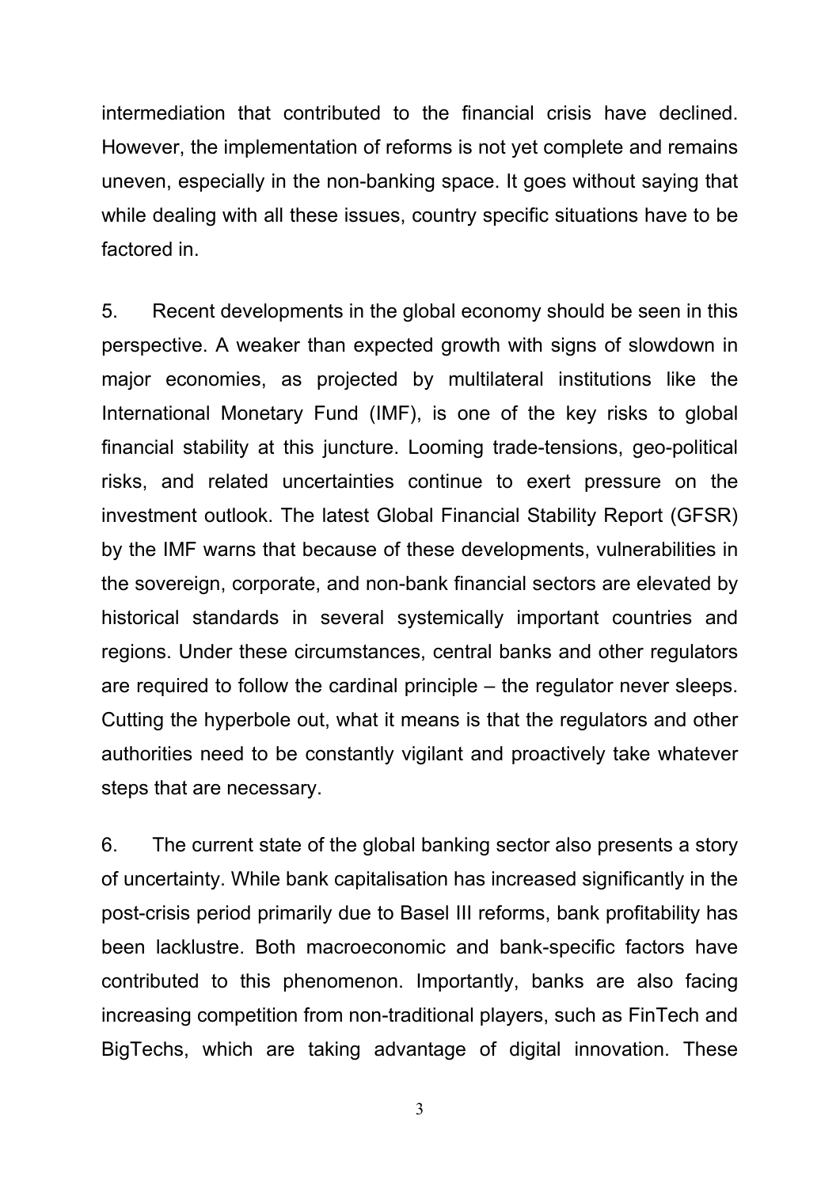intermediation that contributed to the financial crisis have declined. However, the implementation of reforms is not yet complete and remains uneven, especially in the non-banking space. It goes without saying that while dealing with all these issues, country specific situations have to be factored in.

5. Recent developments in the global economy should be seen in this perspective. A weaker than expected growth with signs of slowdown in major economies, as projected by multilateral institutions like the International Monetary Fund (IMF), is one of the key risks to global financial stability at this juncture. Looming trade-tensions, geo-political risks, and related uncertainties continue to exert pressure on the investment outlook. The latest Global Financial Stability Report (GFSR) by the IMF warns that because of these developments, vulnerabilities in the sovereign, corporate, and non-bank financial sectors are elevated by historical standards in several systemically important countries and regions. Under these circumstances, central banks and other regulators are required to follow the cardinal principle – the regulator never sleeps. Cutting the hyperbole out, what it means is that the regulators and other authorities need to be constantly vigilant and proactively take whatever steps that are necessary.

6. The current state of the global banking sector also presents a story of uncertainty. While bank capitalisation has increased significantly in the post-crisis period primarily due to Basel III reforms, bank profitability has been lacklustre. Both macroeconomic and bank-specific factors have contributed to this phenomenon. Importantly, banks are also facing increasing competition from non-traditional players, such as FinTech and BigTechs, which are taking advantage of digital innovation. These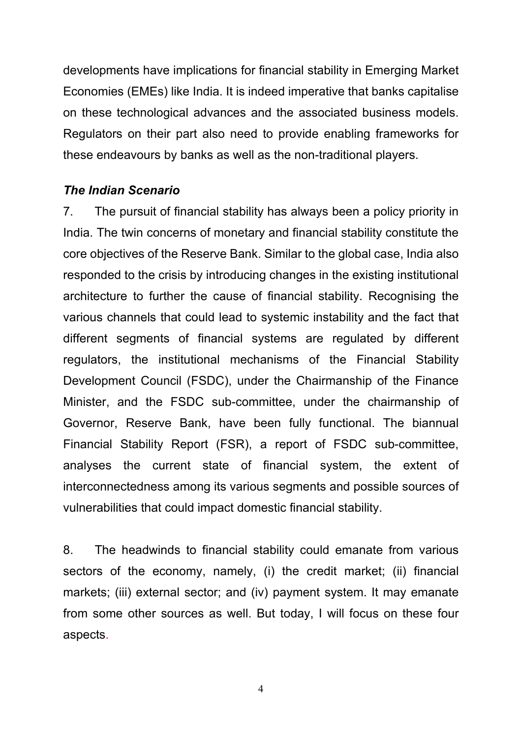developments have implications for financial stability in Emerging Market Economies (EMEs) like India. It is indeed imperative that banks capitalise on these technological advances and the associated business models. Regulators on their part also need to provide enabling frameworks for these endeavours by banks as well as the non-traditional players.

### *The Indian Scenario*

7. The pursuit of financial stability has always been a policy priority in India. The twin concerns of monetary and financial stability constitute the core objectives of the Reserve Bank. Similar to the global case, India also responded to the crisis by introducing changes in the existing institutional architecture to further the cause of financial stability. Recognising the various channels that could lead to systemic instability and the fact that different segments of financial systems are regulated by different regulators, the institutional mechanisms of the Financial Stability Development Council (FSDC), under the Chairmanship of the Finance Minister, and the FSDC sub-committee, under the chairmanship of Governor, Reserve Bank, have been fully functional. The biannual Financial Stability Report (FSR), a report of FSDC sub-committee, analyses the current state of financial system, the extent of interconnectedness among its various segments and possible sources of vulnerabilities that could impact domestic financial stability.

8. The headwinds to financial stability could emanate from various sectors of the economy, namely, (i) the credit market; (ii) financial markets; (iii) external sector; and (iv) payment system. It may emanate from some other sources as well. But today, I will focus on these four aspects.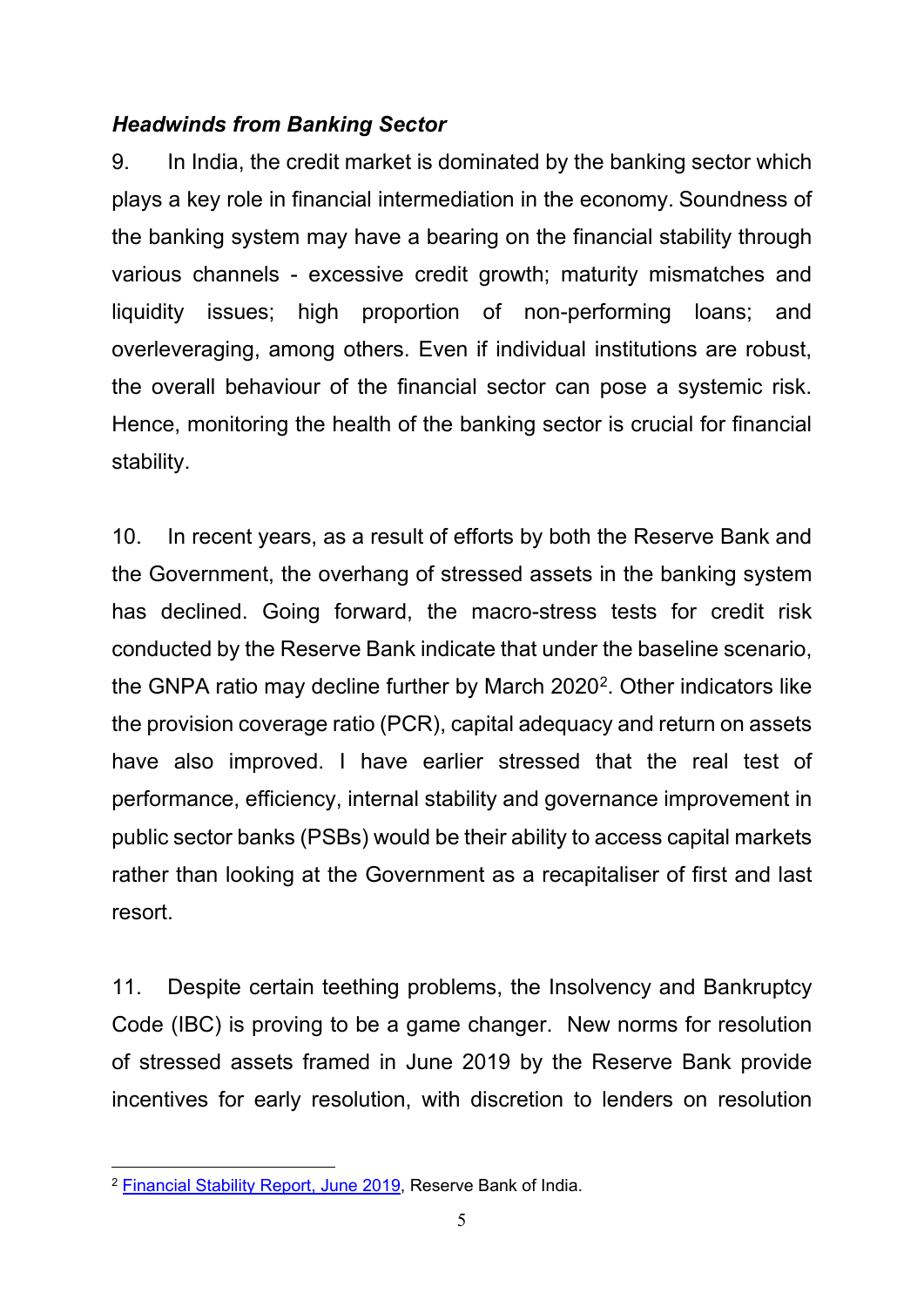### *Headwinds from Banking Sector*

9. In India, the credit market is dominated by the banking sector which plays a key role in financial intermediation in the economy. Soundness of the banking system may have a bearing on the financial stability through various channels - excessive credit growth; maturity mismatches and liquidity issues; high proportion of non-performing loans; and overleveraging, among others. Even if individual institutions are robust, the overall behaviour of the financial sector can pose a systemic risk. Hence, monitoring the health of the banking sector is crucial for financial stability.

10. In recent years, as a result of efforts by both the Reserve Bank and the Government, the overhang of stressed assets in the banking system has declined. Going forward, the macro-stress tests for credit risk conducted by the Reserve Bank indicate that under the baseline scenario, the GNPA ratio may decline further by March 2020[2]. Other indicators like the provision coverage ratio (PCR), capital adequacy and return on assets have also improved. I have earlier stressed that the real test of performance, efficiency, internal stability and governance improvement in public sector banks (PSBs) would be their ability to access capital markets rather than looking at the Government as a recapitaliser of first and last resort.

11. Despite certain teething problems, the Insolvency and Bankruptcy Code (IBC) is proving to be a game changer. New norms for resolution of stressed assets framed in June 2019 by the Reserve Bank provide incentives for early resolution, with discretion to lenders on resolution

[2] Financial Stability Report, June 2019, Reserve Bank of India.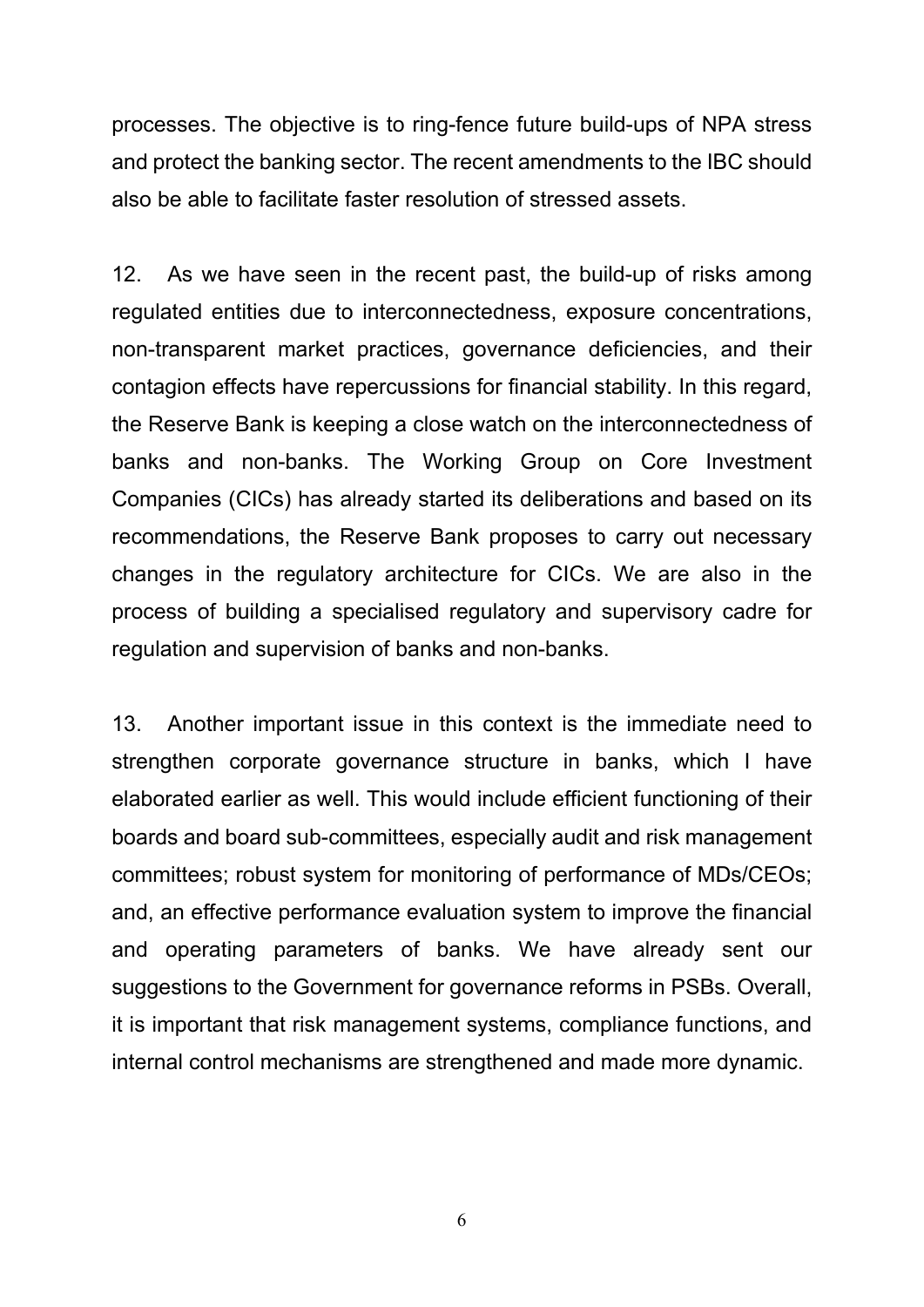processes. The objective is to ring-fence future build-ups of NPA stress and protect the banking sector. The recent amendments to the IBC should also be able to facilitate faster resolution of stressed assets.

12. As we have seen in the recent past, the build-up of risks among regulated entities due to interconnectedness, exposure concentrations, non-transparent market practices, governance deficiencies, and their contagion effects have repercussions for financial stability. In this regard, the Reserve Bank is keeping a close watch on the interconnectedness of banks and non-banks. The Working Group on Core Investment Companies (CICs) has already started its deliberations and based on its recommendations, the Reserve Bank proposes to carry out necessary changes in the regulatory architecture for CICs. We are also in the process of building a specialised regulatory and supervisory cadre for regulation and supervision of banks and non-banks.

13. Another important issue in this context is the immediate need to strengthen corporate governance structure in banks, which I have elaborated earlier as well. This would include efficient functioning of their boards and board sub-committees, especially audit and risk management committees; robust system for monitoring of performance of MDs/CEOs; and, an effective performance evaluation system to improve the financial and operating parameters of banks. We have already sent our suggestions to the Government for governance reforms in PSBs. Overall, it is important that risk management systems, compliance functions, and internal control mechanisms are strengthened and made more dynamic.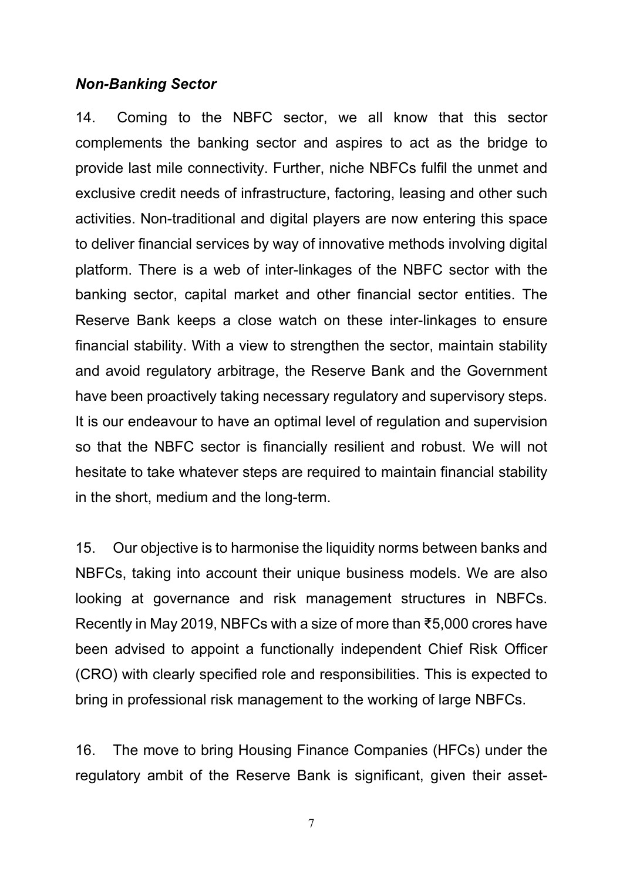***Non-Banking Sector***

14. Coming to the NBFC sector, we all know that this sector complements the banking sector and aspires to act as the bridge to provide last mile connectivity. Further, niche NBFCs fulfil the unmet and exclusive credit needs of infrastructure, factoring, leasing and other such activities. Non-traditional and digital players are now entering this space to deliver financial services by way of innovative methods involving digital platform. There is a web of inter-linkages of the NBFC sector with the banking sector, capital market and other financial sector entities. The Reserve Bank keeps a close watch on these inter-linkages to ensure financial stability. With a view to strengthen the sector, maintain stability and avoid regulatory arbitrage, the Reserve Bank and the Government have been proactively taking necessary regulatory and supervisory steps. It is our endeavour to have an optimal level of regulation and supervision so that the NBFC sector is financially resilient and robust. We will not hesitate to take whatever steps are required to maintain financial stability in the short, medium and the long-term.

15. Our objective is to harmonise the liquidity norms between banks and NBFCs, taking into account their unique business models. We are also looking at governance and risk management structures in NBFCs. Recently in May 2019, NBFCs with a size of more than ₹5,000 crores have been advised to appoint a functionally independent Chief Risk Officer (CRO) with clearly specified role and responsibilities. This is expected to bring in professional risk management to the working of large NBFCs.

16. The move to bring Housing Finance Companies (HFCs) under the regulatory ambit of the Reserve Bank is significant, given their asset-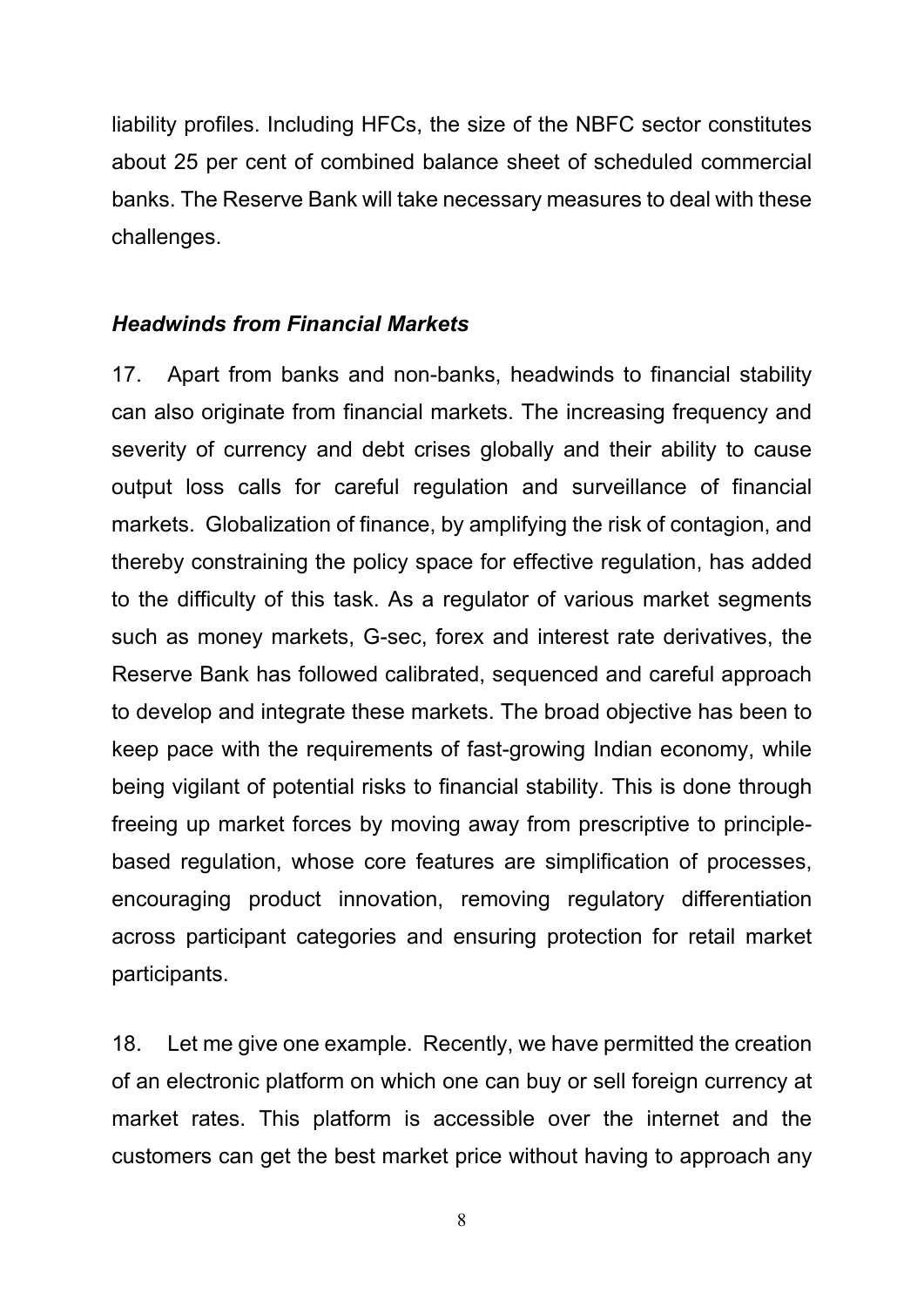liability profiles. Including HFCs, the size of the NBFC sector constitutes about 25 per cent of combined balance sheet of scheduled commercial banks. The Reserve Bank will take necessary measures to deal with these challenges.

***Headwinds from Financial Markets***

17. Apart from banks and non-banks, headwinds to financial stability can also originate from financial markets. The increasing frequency and severity of currency and debt crises globally and their ability to cause output loss calls for careful regulation and surveillance of financial markets. Globalization of finance, by amplifying the risk of contagion, and thereby constraining the policy space for effective regulation, has added to the difficulty of this task. As a regulator of various market segments such as money markets, G-sec, forex and interest rate derivatives, the Reserve Bank has followed calibrated, sequenced and careful approach to develop and integrate these markets. The broad objective has been to keep pace with the requirements of fast-growing Indian economy, while being vigilant of potential risks to financial stability. This is done through freeing up market forces by moving away from prescriptive to principle-based regulation, whose core features are simplification of processes, encouraging product innovation, removing regulatory differentiation across participant categories and ensuring protection for retail market participants.

18. Let me give one example. Recently, we have permitted the creation of an electronic platform on which one can buy or sell foreign currency at market rates. This platform is accessible over the internet and the customers can get the best market price without having to approach any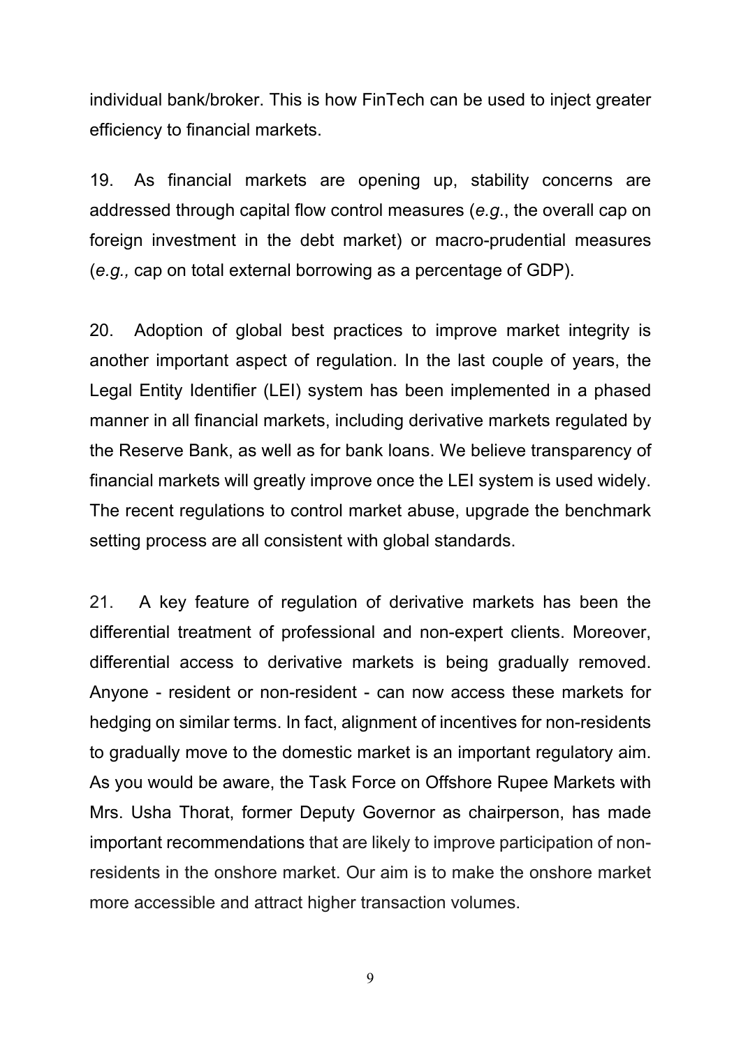individual bank/broker. This is how FinTech can be used to inject greater efficiency to financial markets.

19. As financial markets are opening up, stability concerns are addressed through capital flow control measures (*e.g.*, the overall cap on foreign investment in the debt market) or macro-prudential measures (*e.g.,* cap on total external borrowing as a percentage of GDP).

20. Adoption of global best practices to improve market integrity is another important aspect of regulation. In the last couple of years, the Legal Entity Identifier (LEI) system has been implemented in a phased manner in all financial markets, including derivative markets regulated by the Reserve Bank, as well as for bank loans. We believe transparency of financial markets will greatly improve once the LEI system is used widely. The recent regulations to control market abuse, upgrade the benchmark setting process are all consistent with global standards.

21. A key feature of regulation of derivative markets has been the differential treatment of professional and non-expert clients. Moreover, differential access to derivative markets is being gradually removed. Anyone - resident or non-resident - can now access these markets for hedging on similar terms. In fact, alignment of incentives for non-residents to gradually move to the domestic market is an important regulatory aim. As you would be aware, the Task Force on Offshore Rupee Markets with Mrs. Usha Thorat, former Deputy Governor as chairperson, has made important recommendations that are likely to improve participation of non-residents in the onshore market. Our aim is to make the onshore market more accessible and attract higher transaction volumes.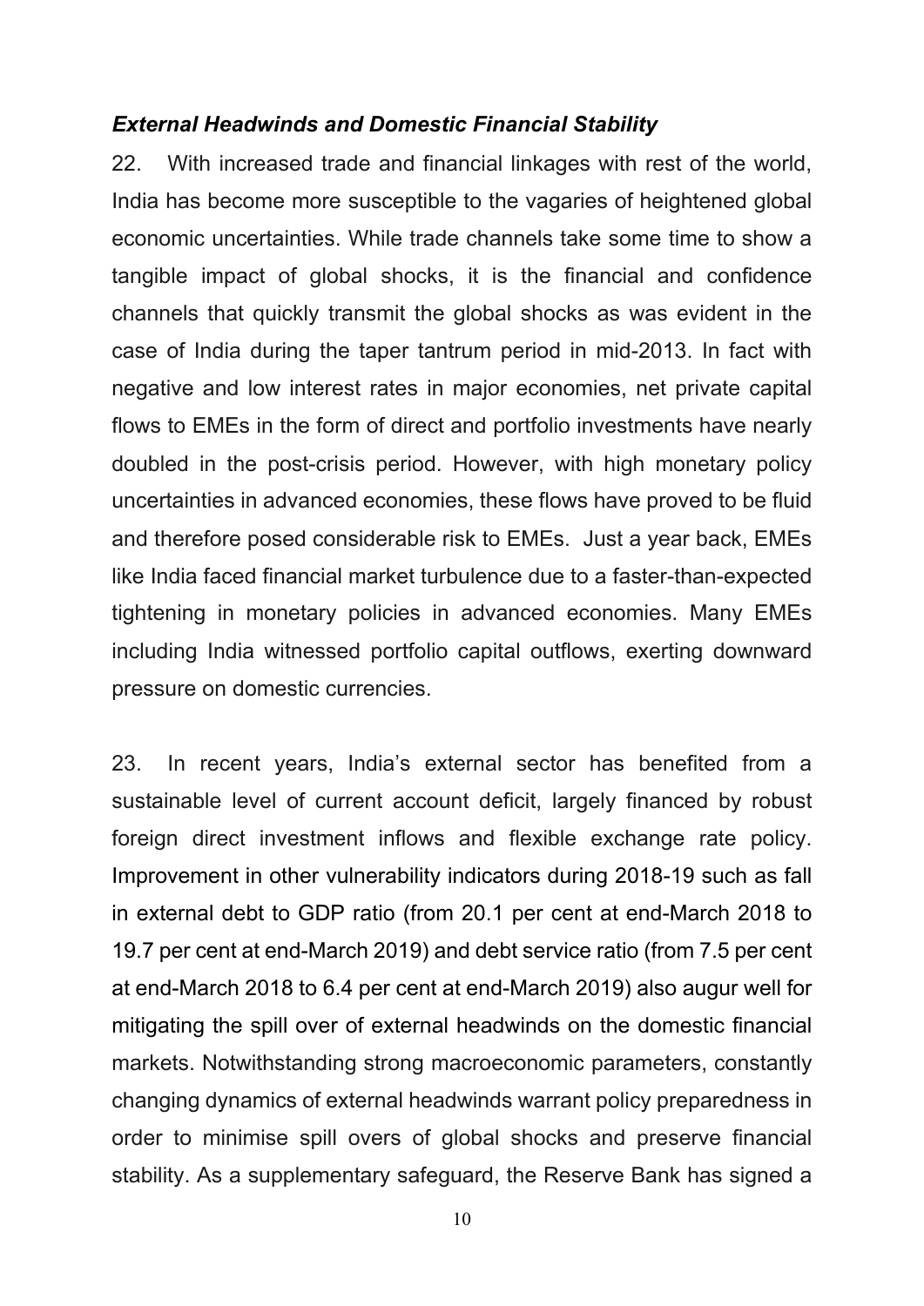### *External Headwinds and Domestic Financial Stability*

22. With increased trade and financial linkages with rest of the world, India has become more susceptible to the vagaries of heightened global economic uncertainties. While trade channels take some time to show a tangible impact of global shocks, it is the financial and confidence channels that quickly transmit the global shocks as was evident in the case of India during the taper tantrum period in mid-2013. In fact with negative and low interest rates in major economies, net private capital flows to EMEs in the form of direct and portfolio investments have nearly doubled in the post-crisis period. However, with high monetary policy uncertainties in advanced economies, these flows have proved to be fluid and therefore posed considerable risk to EMEs. Just a year back, EMEs like India faced financial market turbulence due to a faster-than-expected tightening in monetary policies in advanced economies. Many EMEs including India witnessed portfolio capital outflows, exerting downward pressure on domestic currencies.

23. In recent years, India's external sector has benefited from a sustainable level of current account deficit, largely financed by robust foreign direct investment inflows and flexible exchange rate policy. Improvement in other vulnerability indicators during 2018-19 such as fall in external debt to GDP ratio (from 20.1 per cent at end-March 2018 to 19.7 per cent at end-March 2019) and debt service ratio (from 7.5 per cent at end-March 2018 to 6.4 per cent at end-March 2019) also augur well for mitigating the spill over of external headwinds on the domestic financial markets. Notwithstanding strong macroeconomic parameters, constantly changing dynamics of external headwinds warrant policy preparedness in order to minimise spill overs of global shocks and preserve financial stability. As a supplementary safeguard, the Reserve Bank has signed a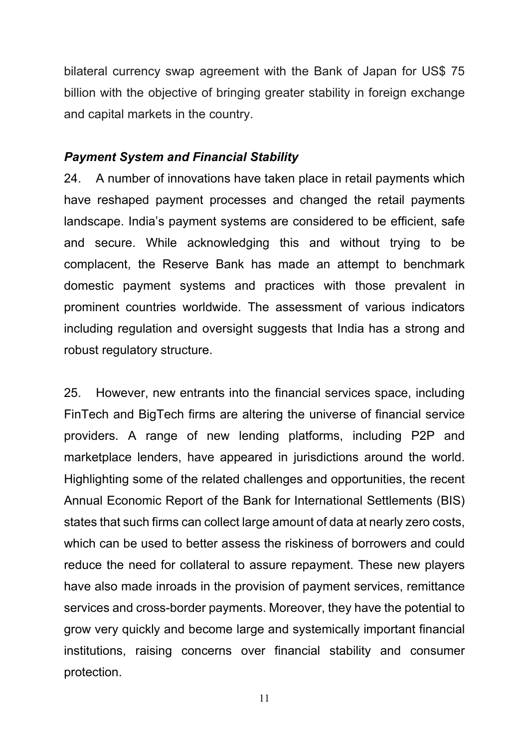bilateral currency swap agreement with the Bank of Japan for US$ 75 billion with the objective of bringing greater stability in foreign exchange and capital markets in the country.

***Payment System and Financial Stability***

24. A number of innovations have taken place in retail payments which have reshaped payment processes and changed the retail payments landscape. India's payment systems are considered to be efficient, safe and secure. While acknowledging this and without trying to be complacent, the Reserve Bank has made an attempt to benchmark domestic payment systems and practices with those prevalent in prominent countries worldwide. The assessment of various indicators including regulation and oversight suggests that India has a strong and robust regulatory structure.

25. However, new entrants into the financial services space, including FinTech and BigTech firms are altering the universe of financial service providers. A range of new lending platforms, including P2P and marketplace lenders, have appeared in jurisdictions around the world. Highlighting some of the related challenges and opportunities, the recent Annual Economic Report of the Bank for International Settlements (BIS) states that such firms can collect large amount of data at nearly zero costs, which can be used to better assess the riskiness of borrowers and could reduce the need for collateral to assure repayment. These new players have also made inroads in the provision of payment services, remittance services and cross-border payments. Moreover, they have the potential to grow very quickly and become large and systemically important financial institutions, raising concerns over financial stability and consumer protection.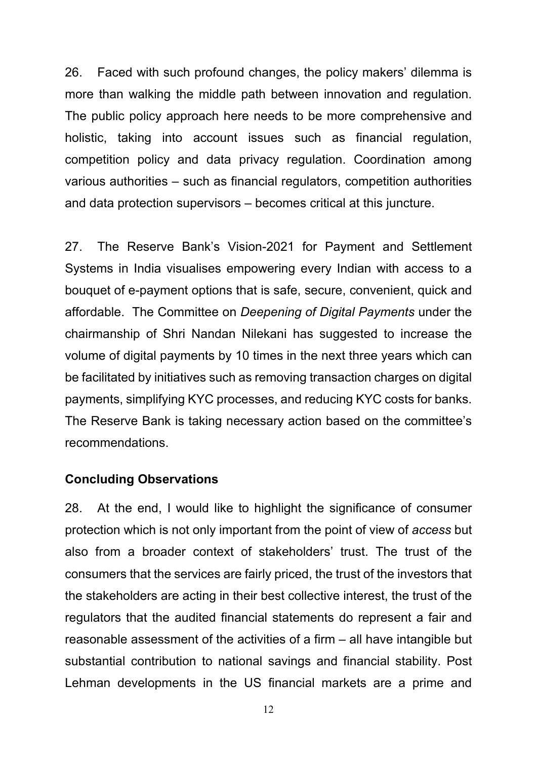26. Faced with such profound changes, the policy makers' dilemma is more than walking the middle path between innovation and regulation. The public policy approach here needs to be more comprehensive and holistic, taking into account issues such as financial regulation, competition policy and data privacy regulation. Coordination among various authorities – such as financial regulators, competition authorities and data protection supervisors – becomes critical at this juncture.

27. The Reserve Bank's Vision-2021 for Payment and Settlement Systems in India visualises empowering every Indian with access to a bouquet of e-payment options that is safe, secure, convenient, quick and affordable. The Committee on *Deepening of Digital Payments* under the chairmanship of Shri Nandan Nilekani has suggested to increase the volume of digital payments by 10 times in the next three years which can be facilitated by initiatives such as removing transaction charges on digital payments, simplifying KYC processes, and reducing KYC costs for banks. The Reserve Bank is taking necessary action based on the committee's recommendations.

### Concluding Observations

28. At the end, I would like to highlight the significance of consumer protection which is not only important from the point of view of *access* but also from a broader context of stakeholders' trust. The trust of the consumers that the services are fairly priced, the trust of the investors that the stakeholders are acting in their best collective interest, the trust of the regulators that the audited financial statements do represent a fair and reasonable assessment of the activities of a firm – all have intangible but substantial contribution to national savings and financial stability. Post Lehman developments in the US financial markets are a prime and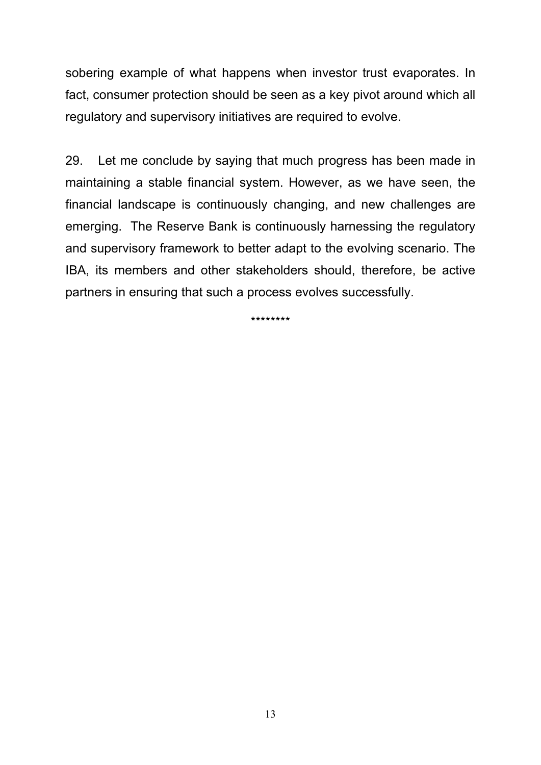sobering example of what happens when investor trust evaporates. In fact, consumer protection should be seen as a key pivot around which all regulatory and supervisory initiatives are required to evolve.

29. Let me conclude by saying that much progress has been made in maintaining a stable financial system. However, as we have seen, the financial landscape is continuously changing, and new challenges are emerging. The Reserve Bank is continuously harnessing the regulatory and supervisory framework to better adapt to the evolving scenario. The IBA, its members and other stakeholders should, therefore, be active partners in ensuring that such a process evolves successfully.

********